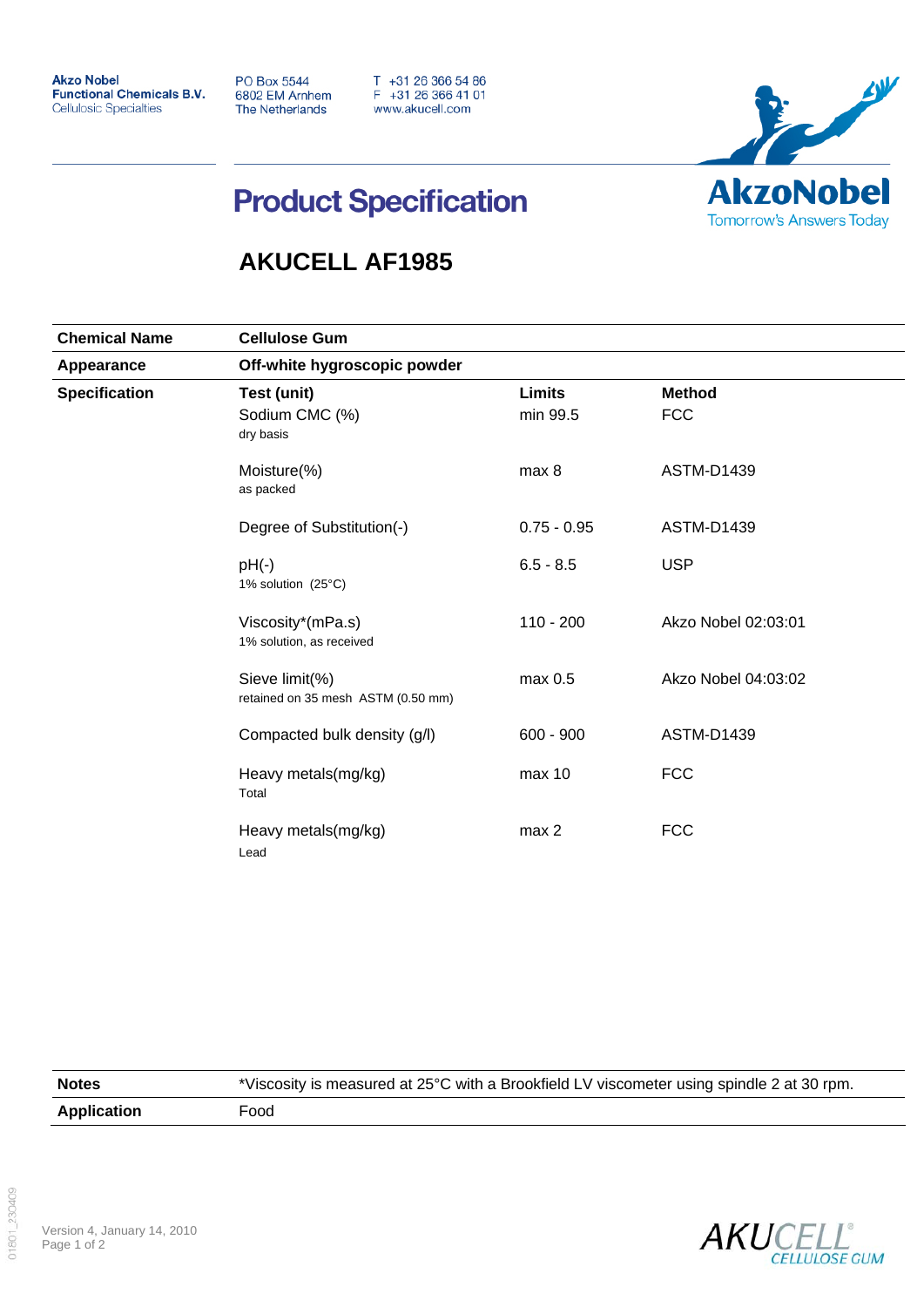Akzo Nobel
**Functional Chemicals B.V.**
Cellulosic Specialties

PO Box 5544
6802 EM Arnhem
The Netherlands

T +31 26 366 54 86
F +31 26 366 41 01
www.akucell.com

AkzoNobel
Tomorrow's Answers Today

# Product Specification

## AKUCELL AF1985

| | | | |
|---|---|---|---|
| **Chemical Name** | **Cellulose Gum** | | |
| **Appearance** | **Off-white hygroscopic powder** | | |
| **Specification** | **Test (unit)** | **Limits** | **Method** |
| | Sodium CMC (%)<br>dry basis | min 99.5 | FCC |
| | Moisture(%)<br>as packed | max 8 | ASTM-D1439 |
| | Degree of Substitution(-) | 0.75 - 0.95 | ASTM-D1439 |
| | pH(-)<br>1% solution (25°C) | 6.5 - 8.5 | USP |
| | Viscosity*(mPa.s)<br>1% solution, as received | 110 - 200 | Akzo Nobel 02:03:01 |
| | Sieve limit(%)<br>retained on 35 mesh ASTM (0.50 mm) | max 0.5 | Akzo Nobel 04:03:02 |
| | Compacted bulk density (g/l) | 600 - 900 | ASTM-D1439 |
| | Heavy metals(mg/kg)<br>Total | max 10 | FCC |
| | Heavy metals(mg/kg)<br>Lead | max 2 | FCC |

| | |
|---|---|
| **Notes** | *Viscosity is measured at 25°C with a Brookfield LV viscometer using spindle 2 at 30 rpm. |
| **Application** | Food |

Version 4, January 14, 2010

01801_230409

AKUCELL® CELLULOSE GUM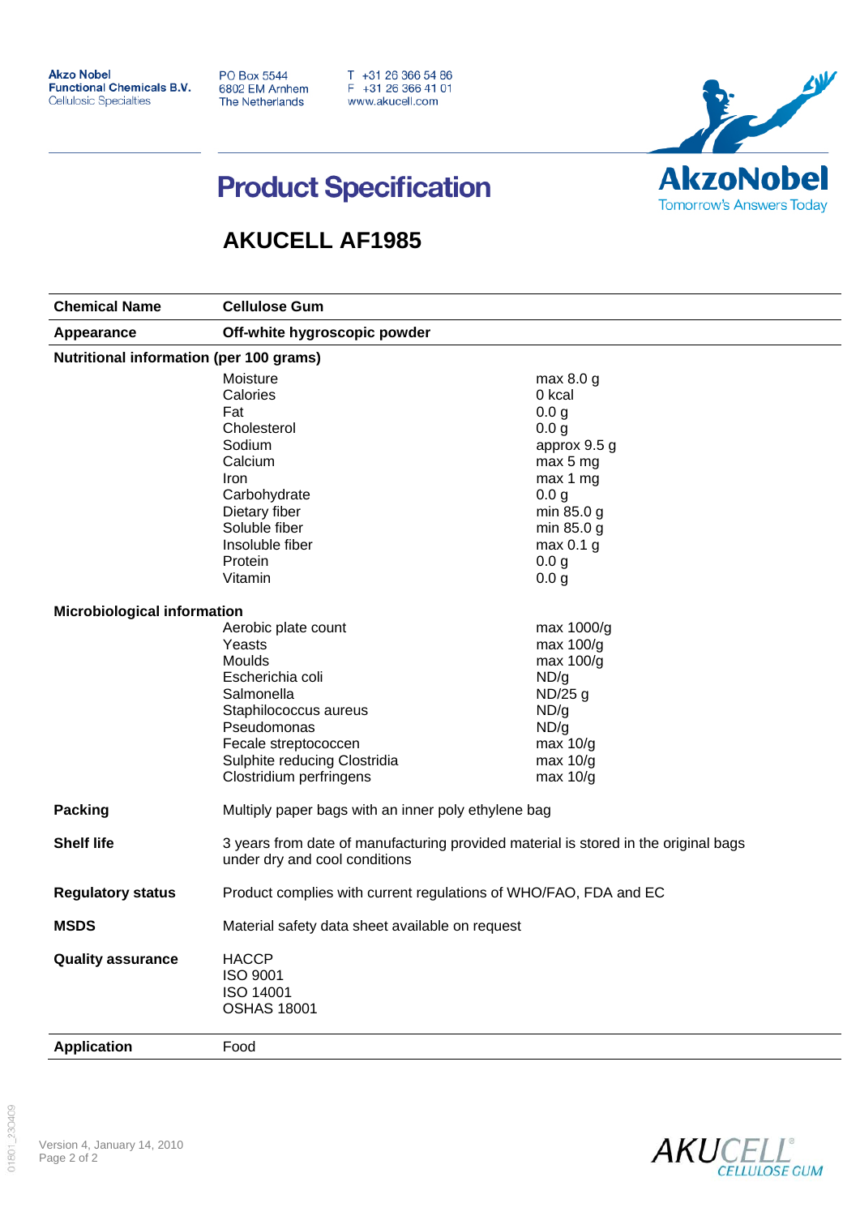Akzo Nobel
Functional Chemicals B.V.
Cellulosic Specialties

PO Box 5544
6802 EM Arnhem
The Netherlands

T +31 26 366 54 86
F +31 26 366 41 01
www.akucell.com

AkzoNobel
Tomorrow's Answers Today

# Product Specification

## AKUCELL AF1985

| | | |
|---|---|---|
| **Chemical Name** | **Cellulose Gum** | |
| **Appearance** | **Off-white hygroscopic powder** | |
| **Nutritional information (per 100 grams)** | | |
| | Moisture | max 8.0 g |
| | Calories | 0 kcal |
| | Fat | 0.0 g |
| | Cholesterol | 0.0 g |
| | Sodium | approx 9.5 g |
| | Calcium | max 5 mg |
| | Iron | max 1 mg |
| | Carbohydrate | 0.0 g |
| | Dietary fiber | min 85.0 g |
| | Soluble fiber | min 85.0 g |
| | Insoluble fiber | max 0.1 g |
| | Protein | 0.0 g |
| | Vitamin | 0.0 g |
| **Microbiological information** | | |
| | Aerobic plate count | max 1000/g |
| | Yeasts | max 100/g |
| | Moulds | max 100/g |
| | Escherichia coli | ND/g |
| | Salmonella | ND/25 g |
| | Staphilococcus aureus | ND/g |
| | Pseudomonas | ND/g |
| | Fecale streptococcen | max 10/g |
| | Sulphite reducing Clostridia | max 10/g |
| | Clostridium perfringens | max 10/g |
| **Packing** | Multiply paper bags with an inner poly ethylene bag | |
| **Shelf life** | 3 years from date of manufacturing provided material is stored in the original bags under dry and cool conditions | |
| **Regulatory status** | Product complies with current regulations of WHO/FAO, FDA and EC | |
| **MSDS** | Material safety data sheet available on request | |
| **Quality assurance** | HACCP<br>ISO 9001<br>ISO 14001<br>OSHAS 18001 | |
| **Application** | Food | |

Version 4, January 14, 2010

AKUCELL® CELLULOSE GUM